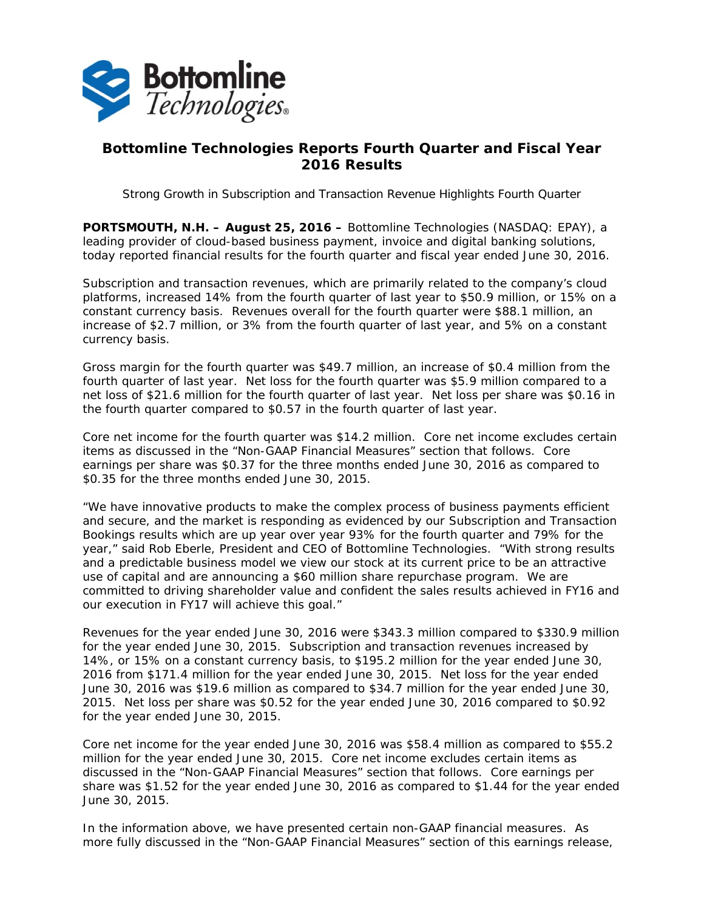# Bottomline Technologies Reports Fourth Quarter and Fiscal Year 2016 Results

Strong Growth in Subscription and Transaction Revenue Highlights Fourth Quarter

**PORTSMOUTH, N.H. – August 25, 2016 –** Bottomline Technologies (NASDAQ: EPAY), a leading provider of cloud-based business payment, invoice and digital banking solutions, today reported financial results for the fourth quarter and fiscal year ended June 30, 2016.

Subscription and transaction revenues, which are primarily related to the company's cloud platforms, increased 14% from the fourth quarter of last year to $50.9 million, or 15% on a constant currency basis. Revenues overall for the fourth quarter were $88.1 million, an increase of $2.7 million, or 3% from the fourth quarter of last year, and 5% on a constant currency basis.

Gross margin for the fourth quarter was $49.7 million, an increase of $0.4 million from the fourth quarter of last year. Net loss for the fourth quarter was $5.9 million compared to a net loss of $21.6 million for the fourth quarter of last year. Net loss per share was $0.16 in the fourth quarter compared to $0.57 in the fourth quarter of last year.

Core net income for the fourth quarter was $14.2 million. Core net income excludes certain items as discussed in the "Non-GAAP Financial Measures" section that follows. Core earnings per share was $0.37 for the three months ended June 30, 2016 as compared to $0.35 for the three months ended June 30, 2015.

"We have innovative products to make the complex process of business payments efficient and secure, and the market is responding as evidenced by our Subscription and Transaction Bookings results which are up year over year 93% for the fourth quarter and 79% for the year," said Rob Eberle, President and CEO of Bottomline Technologies. "With strong results and a predictable business model we view our stock at its current price to be an attractive use of capital and are announcing a $60 million share repurchase program. We are committed to driving shareholder value and confident the sales results achieved in FY16 and our execution in FY17 will achieve this goal."

Revenues for the year ended June 30, 2016 were $343.3 million compared to $330.9 million for the year ended June 30, 2015. Subscription and transaction revenues increased by 14%, or 15% on a constant currency basis, to $195.2 million for the year ended June 30, 2016 from $171.4 million for the year ended June 30, 2015. Net loss for the year ended June 30, 2016 was $19.6 million as compared to $34.7 million for the year ended June 30, 2015. Net loss per share was $0.52 for the year ended June 30, 2016 compared to $0.92 for the year ended June 30, 2015.

Core net income for the year ended June 30, 2016 was $58.4 million as compared to $55.2 million for the year ended June 30, 2015. Core net income excludes certain items as discussed in the "Non-GAAP Financial Measures" section that follows. Core earnings per share was $1.52 for the year ended June 30, 2016 as compared to $1.44 for the year ended June 30, 2015.

In the information above, we have presented certain non-GAAP financial measures. As more fully discussed in the "Non-GAAP Financial Measures" section of this earnings release,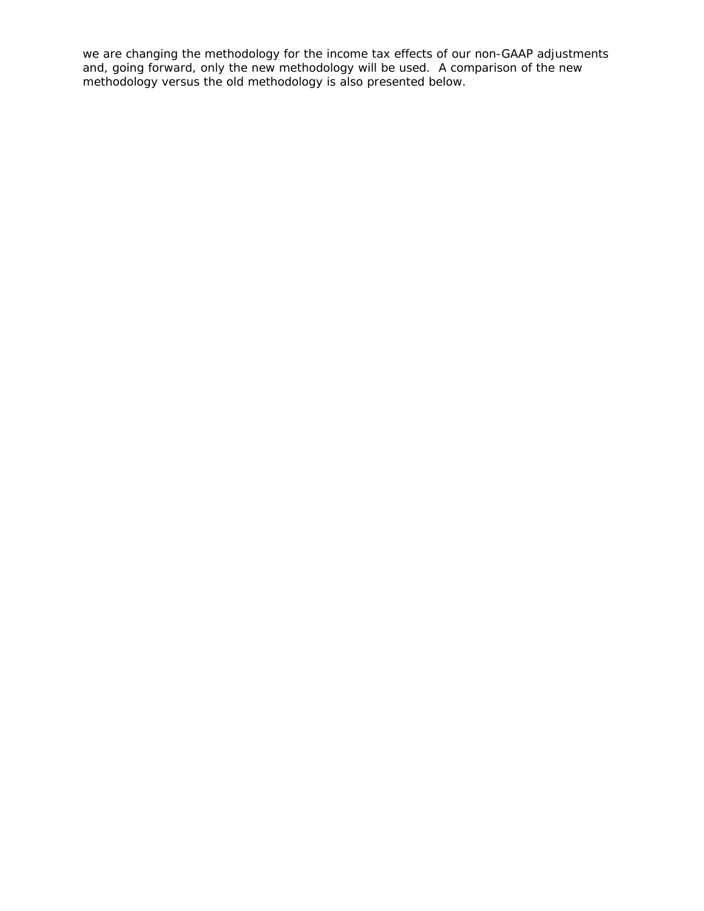we are changing the methodology for the income tax effects of our non-GAAP adjustments and, going forward, only the new methodology will be used. A comparison of the new methodology versus the old methodology is also presented below.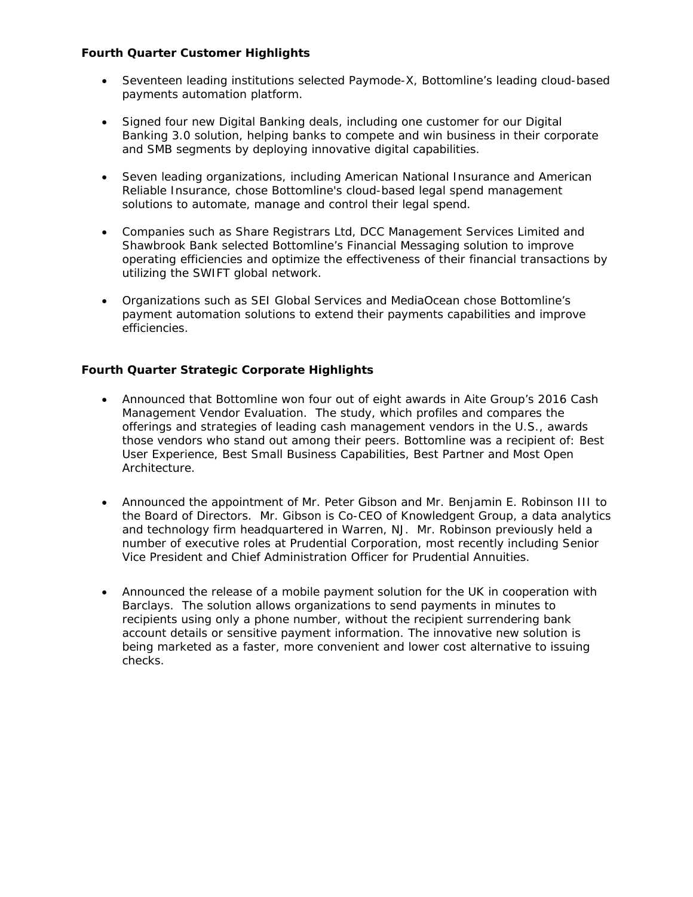**Fourth Quarter Customer Highlights**

- Seventeen leading institutions selected Paymode-X, Bottomline's leading cloud-based payments automation platform.

- Signed four new Digital Banking deals, including one customer for our Digital Banking 3.0 solution, helping banks to compete and win business in their corporate and SMB segments by deploying innovative digital capabilities.

- Seven leading organizations, including American National Insurance and American Reliable Insurance, chose Bottomline's cloud-based legal spend management solutions to automate, manage and control their legal spend.

- Companies such as Share Registrars Ltd, DCC Management Services Limited and Shawbrook Bank selected Bottomline's Financial Messaging solution to improve operating efficiencies and optimize the effectiveness of their financial transactions by utilizing the SWIFT global network.

- Organizations such as SEI Global Services and MediaOcean chose Bottomline's payment automation solutions to extend their payments capabilities and improve efficiencies.

**Fourth Quarter Strategic Corporate Highlights**

- Announced that Bottomline won four out of eight awards in Aite Group's 2016 Cash Management Vendor Evaluation. The study, which profiles and compares the offerings and strategies of leading cash management vendors in the U.S., awards those vendors who stand out among their peers. Bottomline was a recipient of: Best User Experience, Best Small Business Capabilities, Best Partner and Most Open Architecture.

- Announced the appointment of Mr. Peter Gibson and Mr. Benjamin E. Robinson III to the Board of Directors. Mr. Gibson is Co-CEO of Knowledgent Group, a data analytics and technology firm headquartered in Warren, NJ. Mr. Robinson previously held a number of executive roles at Prudential Corporation, most recently including Senior Vice President and Chief Administration Officer for Prudential Annuities.

- Announced the release of a mobile payment solution for the UK in cooperation with Barclays. The solution allows organizations to send payments in minutes to recipients using only a phone number, without the recipient surrendering bank account details or sensitive payment information. The innovative new solution is being marketed as a faster, more convenient and lower cost alternative to issuing checks.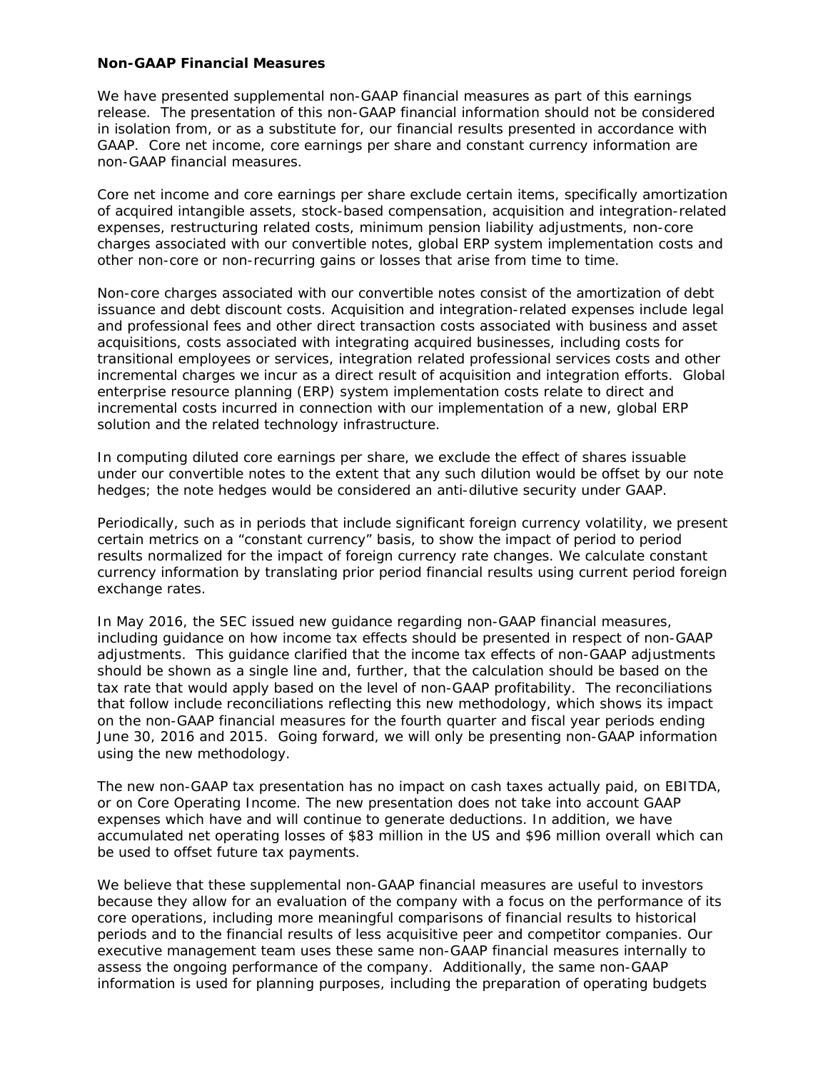**Non-GAAP Financial Measures**

We have presented supplemental non-GAAP financial measures as part of this earnings release. The presentation of this non-GAAP financial information should not be considered in isolation from, or as a substitute for, our financial results presented in accordance with GAAP. Core net income, core earnings per share and constant currency information are non-GAAP financial measures.

Core net income and core earnings per share exclude certain items, specifically amortization of acquired intangible assets, stock-based compensation, acquisition and integration-related expenses, restructuring related costs, minimum pension liability adjustments, non-core charges associated with our convertible notes, global ERP system implementation costs and other non-core or non-recurring gains or losses that arise from time to time.

Non-core charges associated with our convertible notes consist of the amortization of debt issuance and debt discount costs. Acquisition and integration-related expenses include legal and professional fees and other direct transaction costs associated with business and asset acquisitions, costs associated with integrating acquired businesses, including costs for transitional employees or services, integration related professional services costs and other incremental charges we incur as a direct result of acquisition and integration efforts. Global enterprise resource planning (ERP) system implementation costs relate to direct and incremental costs incurred in connection with our implementation of a new, global ERP solution and the related technology infrastructure.

In computing diluted core earnings per share, we exclude the effect of shares issuable under our convertible notes to the extent that any such dilution would be offset by our note hedges; the note hedges would be considered an anti-dilutive security under GAAP.

Periodically, such as in periods that include significant foreign currency volatility, we present certain metrics on a "constant currency" basis, to show the impact of period to period results normalized for the impact of foreign currency rate changes. We calculate constant currency information by translating prior period financial results using current period foreign exchange rates.

In May 2016, the SEC issued new guidance regarding non-GAAP financial measures, including guidance on how income tax effects should be presented in respect of non-GAAP adjustments. This guidance clarified that the income tax effects of non-GAAP adjustments should be shown as a single line and, further, that the calculation should be based on the tax rate that would apply based on the level of non-GAAP profitability. The reconciliations that follow include reconciliations reflecting this new methodology, which shows its impact on the non-GAAP financial measures for the fourth quarter and fiscal year periods ending June 30, 2016 and 2015. Going forward, we will only be presenting non-GAAP information using the new methodology.

The new non-GAAP tax presentation has no impact on cash taxes actually paid, on EBITDA, or on Core Operating Income. The new presentation does not take into account GAAP expenses which have and will continue to generate deductions. In addition, we have accumulated net operating losses of $83 million in the US and $96 million overall which can be used to offset future tax payments.

We believe that these supplemental non-GAAP financial measures are useful to investors because they allow for an evaluation of the company with a focus on the performance of its core operations, including more meaningful comparisons of financial results to historical periods and to the financial results of less acquisitive peer and competitor companies. Our executive management team uses these same non-GAAP financial measures internally to assess the ongoing performance of the company. Additionally, the same non-GAAP information is used for planning purposes, including the preparation of operating budgets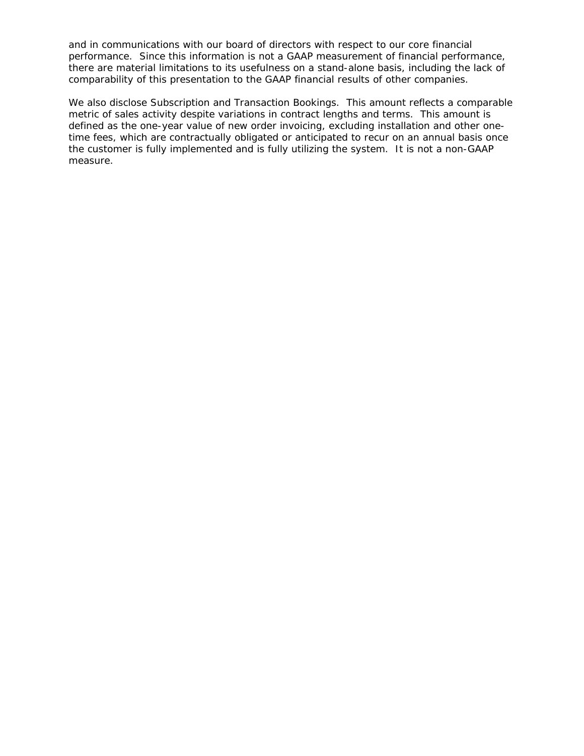and in communications with our board of directors with respect to our core financial performance. Since this information is not a GAAP measurement of financial performance, there are material limitations to its usefulness on a stand-alone basis, including the lack of comparability of this presentation to the GAAP financial results of other companies.

We also disclose Subscription and Transaction Bookings. This amount reflects a comparable metric of sales activity despite variations in contract lengths and terms. This amount is defined as the one-year value of new order invoicing, excluding installation and other one-time fees, which are contractually obligated or anticipated to recur on an annual basis once the customer is fully implemented and is fully utilizing the system. It is not a non-GAAP measure.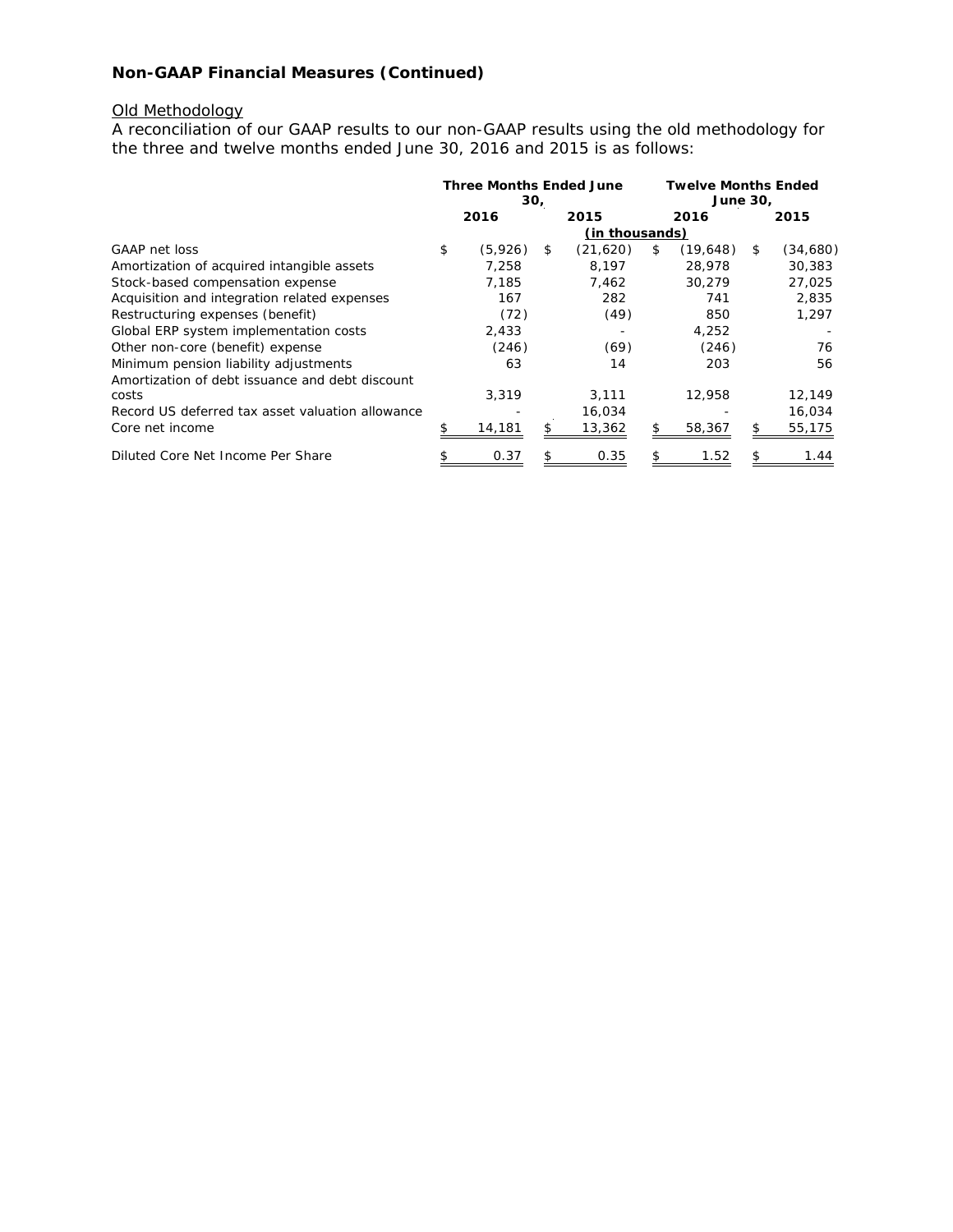## Non-GAAP Financial Measures (Continued)

Old Methodology

A reconciliation of our GAAP results to our non-GAAP results using the old methodology for the three and twelve months ended June 30, 2016 and 2015 is as follows:

| | Three Months Ended June 30, | | Twelve Months Ended June 30, | |
|---|---|---|---|---|
| | 2016 | 2015 | 2016 | 2015 |
| | (in thousands) | | | |
| GAAP net loss | $ (5,926) | $ (21,620) | $ (19,648) | $ (34,680) |
| Amortization of acquired intangible assets | 7,258 | 8,197 | 28,978 | 30,383 |
| Stock-based compensation expense | 7,185 | 7,462 | 30,279 | 27,025 |
| Acquisition and integration related expenses | 167 | 282 | 741 | 2,835 |
| Restructuring expenses (benefit) | (72) | (49) | 850 | 1,297 |
| Global ERP system implementation costs | 2,433 | - | 4,252 | - |
| Other non-core (benefit) expense | (246) | (69) | (246) | 76 |
| Minimum pension liability adjustments | 63 | 14 | 203 | 56 |
| Amortization of debt issuance and debt discount costs | 3,319 | 3,111 | 12,958 | 12,149 |
| Record US deferred tax asset valuation allowance | - | 16,034 | - | 16,034 |
| Core net income | $ 14,181 | $ 13,362 | $ 58,367 | $ 55,175 |
| Diluted Core Net Income Per Share | $ 0.37 | $ 0.35 | $ 1.52 | $ 1.44 |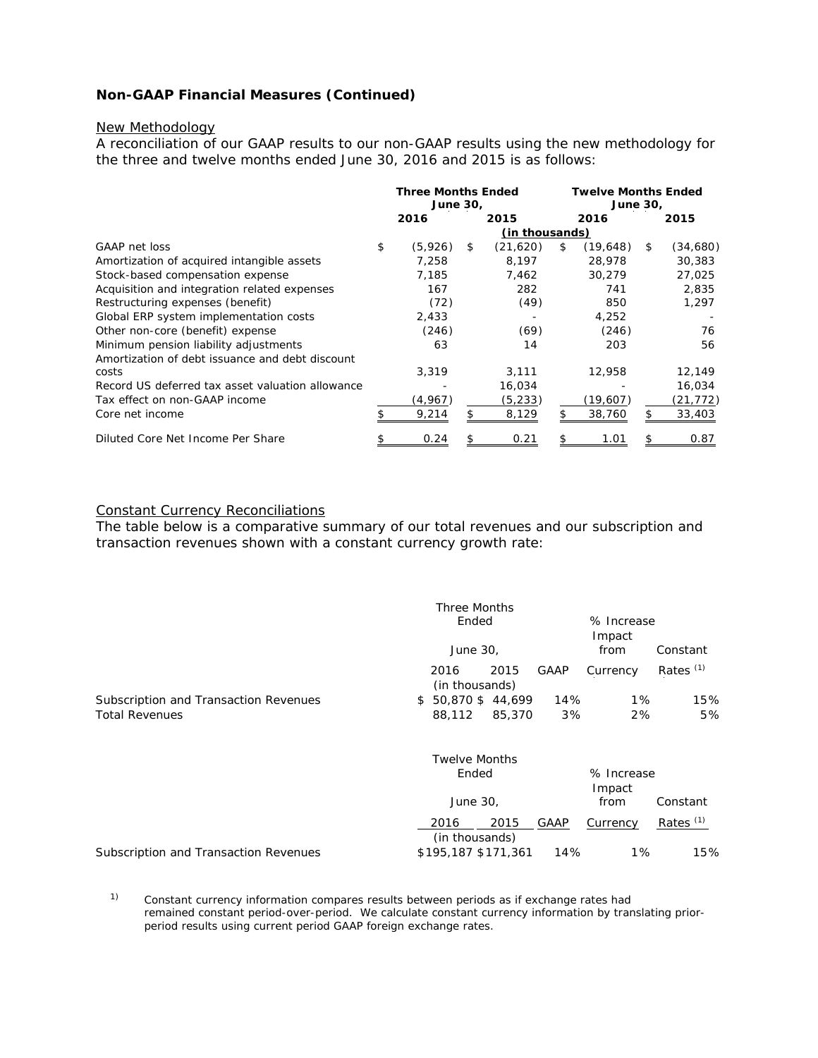**Non-GAAP Financial Measures (Continued)**

New Methodology

A reconciliation of our GAAP results to our non-GAAP results using the new methodology for the three and twelve months ended June 30, 2016 and 2015 is as follows:

| | Three Months Ended June 30, | | Twelve Months Ended June 30, | |
|---|---|---|---|---|
| | 2016 | 2015 | 2016 | 2015 |
| | (in thousands) | | | |
| GAAP net loss | $ (5,926) | $ (21,620) | $ (19,648) | $ (34,680) |
| Amortization of acquired intangible assets | 7,258 | 8,197 | 28,978 | 30,383 |
| Stock-based compensation expense | 7,185 | 7,462 | 30,279 | 27,025 |
| Acquisition and integration related expenses | 167 | 282 | 741 | 2,835 |
| Restructuring expenses (benefit) | (72) | (49) | 850 | 1,297 |
| Global ERP system implementation costs | 2,433 | - | 4,252 | - |
| Other non-core (benefit) expense | (246) | (69) | (246) | 76 |
| Minimum pension liability adjustments | 63 | 14 | 203 | 56 |
| Amortization of debt issuance and debt discount costs | 3,319 | 3,111 | 12,958 | 12,149 |
| Record US deferred tax asset valuation allowance | - | 16,034 | - | 16,034 |
| Tax effect on non-GAAP income | (4,967) | (5,233) | (19,607) | (21,772) |
| Core net income | $ 9,214 | $ 8,129 | $ 38,760 | $ 33,403 |
| Diluted Core Net Income Per Share | $ 0.24 | $ 0.21 | $ 1.01 | $ 0.87 |

Constant Currency Reconciliations

The table below is a comparative summary of our total revenues and our subscription and transaction revenues shown with a constant currency growth rate:

| | Three Months Ended June 30, | | % Increase | | |
|---|---|---|---|---|---|
| | 2016 | 2015 | GAAP | Impact from Currency | Constant Rates [1] |
| | (in thousands) | | | | |
| Subscription and Transaction Revenues | $ 50,870 | $ 44,699 | 14% | 1% | 15% |
| Total Revenues | 88,112 | 85,370 | 3% | 2% | 5% |

| | Twelve Months Ended June 30, | | % Increase | | |
|---|---|---|---|---|---|
| | 2016 | 2015 | GAAP | Impact from Currency | Constant Rates [1] |
| | (in thousands) | | | | |
| Subscription and Transaction Revenues | $195,187 | $171,361 | 14% | 1% | 15% |

1) Constant currency information compares results between periods as if exchange rates had remained constant period-over-period. We calculate constant currency information by translating prior-period results using current period GAAP foreign exchange rates.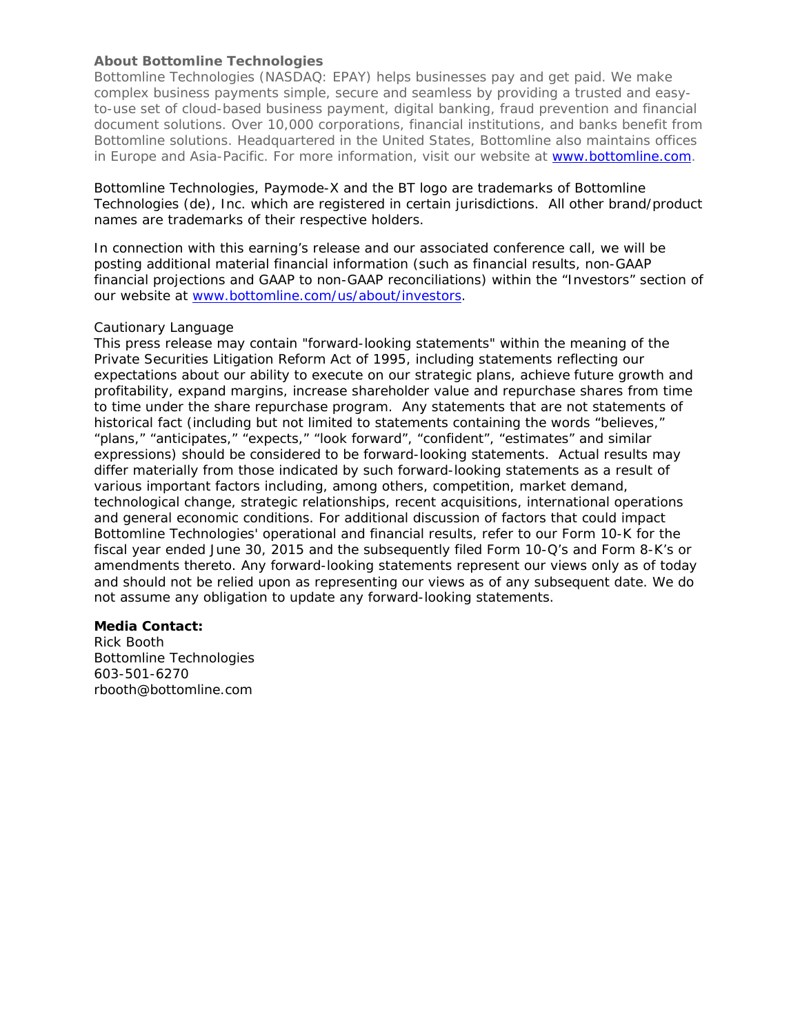### About Bottomline Technologies

Bottomline Technologies (NASDAQ: EPAY) helps businesses pay and get paid. We make complex business payments simple, secure and seamless by providing a trusted and easy-to-use set of cloud-based business payment, digital banking, fraud prevention and financial document solutions. Over 10,000 corporations, financial institutions, and banks benefit from Bottomline solutions. Headquartered in the United States, Bottomline also maintains offices in Europe and Asia-Pacific. For more information, visit our website at [www.bottomline.com](http://www.bottomline.com).

Bottomline Technologies, Paymode-X and the BT logo are trademarks of Bottomline Technologies (de), Inc. which are registered in certain jurisdictions. All other brand/product names are trademarks of their respective holders.

In connection with this earning's release and our associated conference call, we will be posting additional material financial information (such as financial results, non-GAAP financial projections and GAAP to non-GAAP reconciliations) within the "Investors" section of our website at [www.bottomline.com/us/about/investors](http://www.bottomline.com/us/about/investors).

Cautionary Language

This press release may contain "forward-looking statements" within the meaning of the Private Securities Litigation Reform Act of 1995, including statements reflecting our expectations about our ability to execute on our strategic plans, achieve future growth and profitability, expand margins, increase shareholder value and repurchase shares from time to time under the share repurchase program. Any statements that are not statements of historical fact (including but not limited to statements containing the words "believes," "plans," "anticipates," "expects," "look forward", "confident", "estimates" and similar expressions) should be considered to be forward-looking statements. Actual results may differ materially from those indicated by such forward-looking statements as a result of various important factors including, among others, competition, market demand, technological change, strategic relationships, recent acquisitions, international operations and general economic conditions. For additional discussion of factors that could impact Bottomline Technologies' operational and financial results, refer to our Form 10-K for the fiscal year ended June 30, 2015 and the subsequently filed Form 10-Q's and Form 8-K's or amendments thereto. Any forward-looking statements represent our views only as of today and should not be relied upon as representing our views as of any subsequent date. We do not assume any obligation to update any forward-looking statements.

**Media Contact:**
Rick Booth
Bottomline Technologies
603-501-6270
rbooth@bottomline.com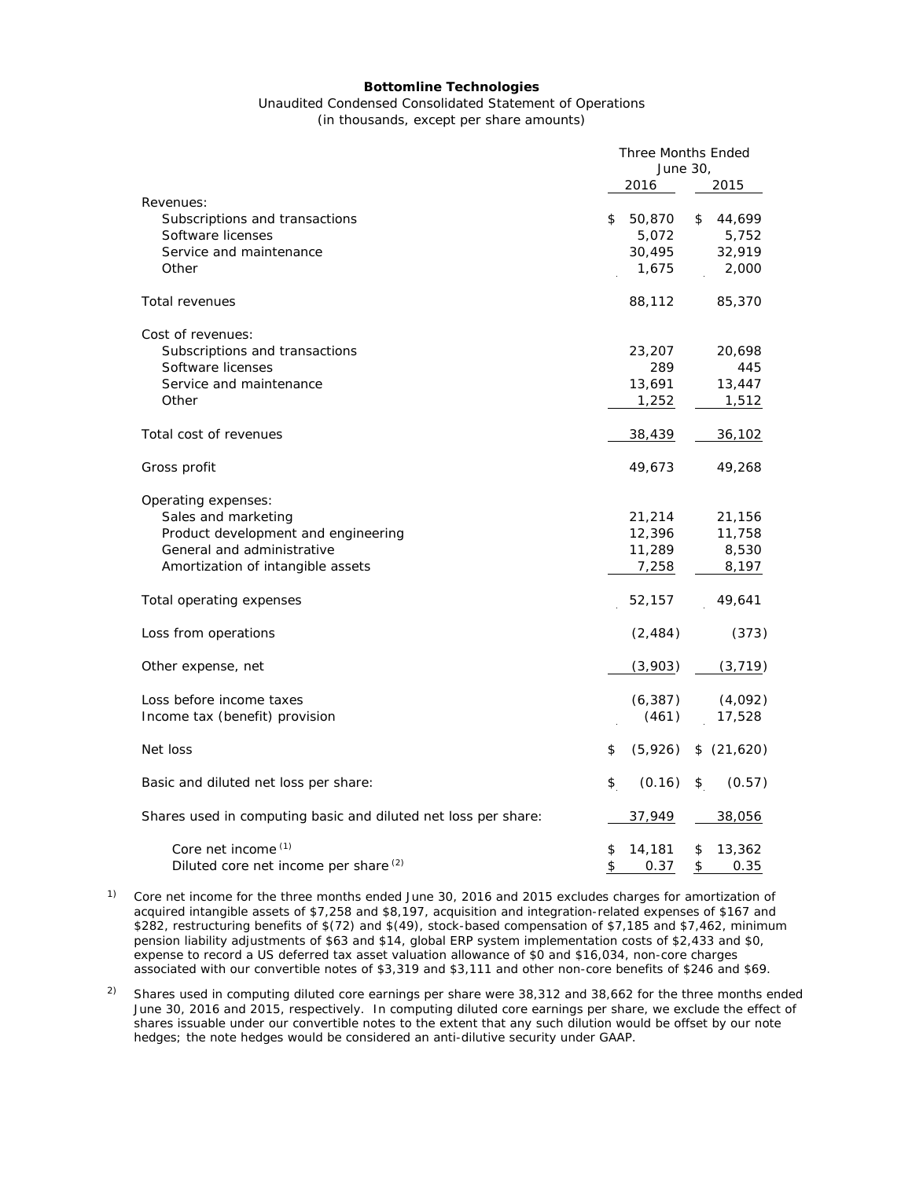**Bottomline Technologies**

Unaudited Condensed Consolidated Statement of Operations
(in thousands, except per share amounts)

| | Three Months Ended June 30, | |
|---|---|---|
| | 2016 | 2015 |
| Revenues: | | |
| Subscriptions and transactions | $ 50,870 | $ 44,699 |
| Software licenses | 5,072 | 5,752 |
| Service and maintenance | 30,495 | 32,919 |
| Other | 1,675 | 2,000 |
| Total revenues | 88,112 | 85,370 |
| Cost of revenues: | | |
| Subscriptions and transactions | 23,207 | 20,698 |
| Software licenses | 289 | 445 |
| Service and maintenance | 13,691 | 13,447 |
| Other | 1,252 | 1,512 |
| Total cost of revenues | 38,439 | 36,102 |
| Gross profit | 49,673 | 49,268 |
| Operating expenses: | | |
| Sales and marketing | 21,214 | 21,156 |
| Product development and engineering | 12,396 | 11,758 |
| General and administrative | 11,289 | 8,530 |
| Amortization of intangible assets | 7,258 | 8,197 |
| Total operating expenses | 52,157 | 49,641 |
| Loss from operations | (2,484) | (373) |
| Other expense, net | (3,903) | (3,719) |
| Loss before income taxes | (6,387) | (4,092) |
| Income tax (benefit) provision | (461) | 17,528 |
| Net loss | $ (5,926) | $ (21,620) |
| Basic and diluted net loss per share: | $ (0.16) | $ (0.57) |
| Shares used in computing basic and diluted net loss per share: | 37,949 | 38,056 |
| Core net income [1] | $ 14,181 | $ 13,362 |
| Diluted core net income per share [2] | $ 0.37 | $ 0.35 |

1) Core net income for the three months ended June 30, 2016 and 2015 excludes charges for amortization of acquired intangible assets of $7,258 and $8,197, acquisition and integration-related expenses of $167 and $282, restructuring benefits of $(72) and $(49), stock-based compensation of $7,185 and $7,462, minimum pension liability adjustments of $63 and $14, global ERP system implementation costs of $2,433 and $0, expense to record a US deferred tax asset valuation allowance of $0 and $16,034, non-core charges associated with our convertible notes of $3,319 and $3,111 and other non-core benefits of $246 and $69.

2) Shares used in computing diluted core earnings per share were 38,312 and 38,662 for the three months ended June 30, 2016 and 2015, respectively. In computing diluted core earnings per share, we exclude the effect of shares issuable under our convertible notes to the extent that any such dilution would be offset by our note hedges; the note hedges would be considered an anti-dilutive security under GAAP.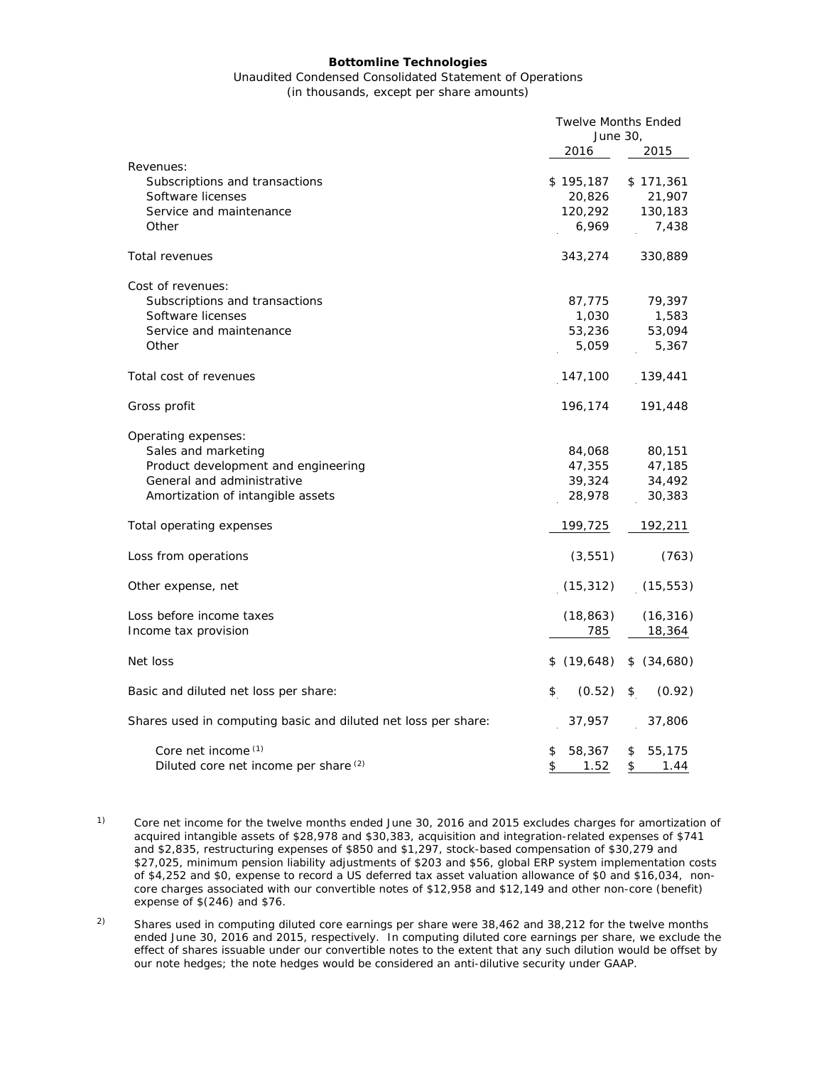**Bottomline Technologies**

Unaudited Condensed Consolidated Statement of Operations

(in thousands, except per share amounts)

| | Twelve Months Ended June 30, | |
|---|---|---|
| | 2016 | 2015 |
| Revenues: | | |
| Subscriptions and transactions | $ 195,187 | $ 171,361 |
| Software licenses | 20,826 | 21,907 |
| Service and maintenance | 120,292 | 130,183 |
| Other | 6,969 | 7,438 |
| Total revenues | 343,274 | 330,889 |
| Cost of revenues: | | |
| Subscriptions and transactions | 87,775 | 79,397 |
| Software licenses | 1,030 | 1,583 |
| Service and maintenance | 53,236 | 53,094 |
| Other | 5,059 | 5,367 |
| Total cost of revenues | 147,100 | 139,441 |
| Gross profit | 196,174 | 191,448 |
| Operating expenses: | | |
| Sales and marketing | 84,068 | 80,151 |
| Product development and engineering | 47,355 | 47,185 |
| General and administrative | 39,324 | 34,492 |
| Amortization of intangible assets | 28,978 | 30,383 |
| Total operating expenses | 199,725 | 192,211 |
| Loss from operations | (3,551) | (763) |
| Other expense, net | (15,312) | (15,553) |
| Loss before income taxes | (18,863) | (16,316) |
| Income tax provision | 785 | 18,364 |
| Net loss | $ (19,648) | $ (34,680) |
| Basic and diluted net loss per share: | $ (0.52) | $ (0.92) |
| Shares used in computing basic and diluted net loss per share: | 37,957 | 37,806 |
| Core net income [(1)] | $ 58,367 | $ 55,175 |
| Diluted core net income per share [(2)] | $ 1.52 | $ 1.44 |

1) Core net income for the twelve months ended June 30, 2016 and 2015 excludes charges for amortization of acquired intangible assets of $28,978 and $30,383, acquisition and integration-related expenses of $741 and $2,835, restructuring expenses of $850 and $1,297, stock-based compensation of $30,279 and $27,025, minimum pension liability adjustments of $203 and $56, global ERP system implementation costs of $4,252 and $0, expense to record a US deferred tax asset valuation allowance of $0 and $16,034, non-core charges associated with our convertible notes of $12,958 and $12,149 and other non-core (benefit) expense of $(246) and $76.

2) Shares used in computing diluted core earnings per share were 38,462 and 38,212 for the twelve months ended June 30, 2016 and 2015, respectively. In computing diluted core earnings per share, we exclude the effect of shares issuable under our convertible notes to the extent that any such dilution would be offset by our note hedges; the note hedges would be considered an anti-dilutive security under GAAP.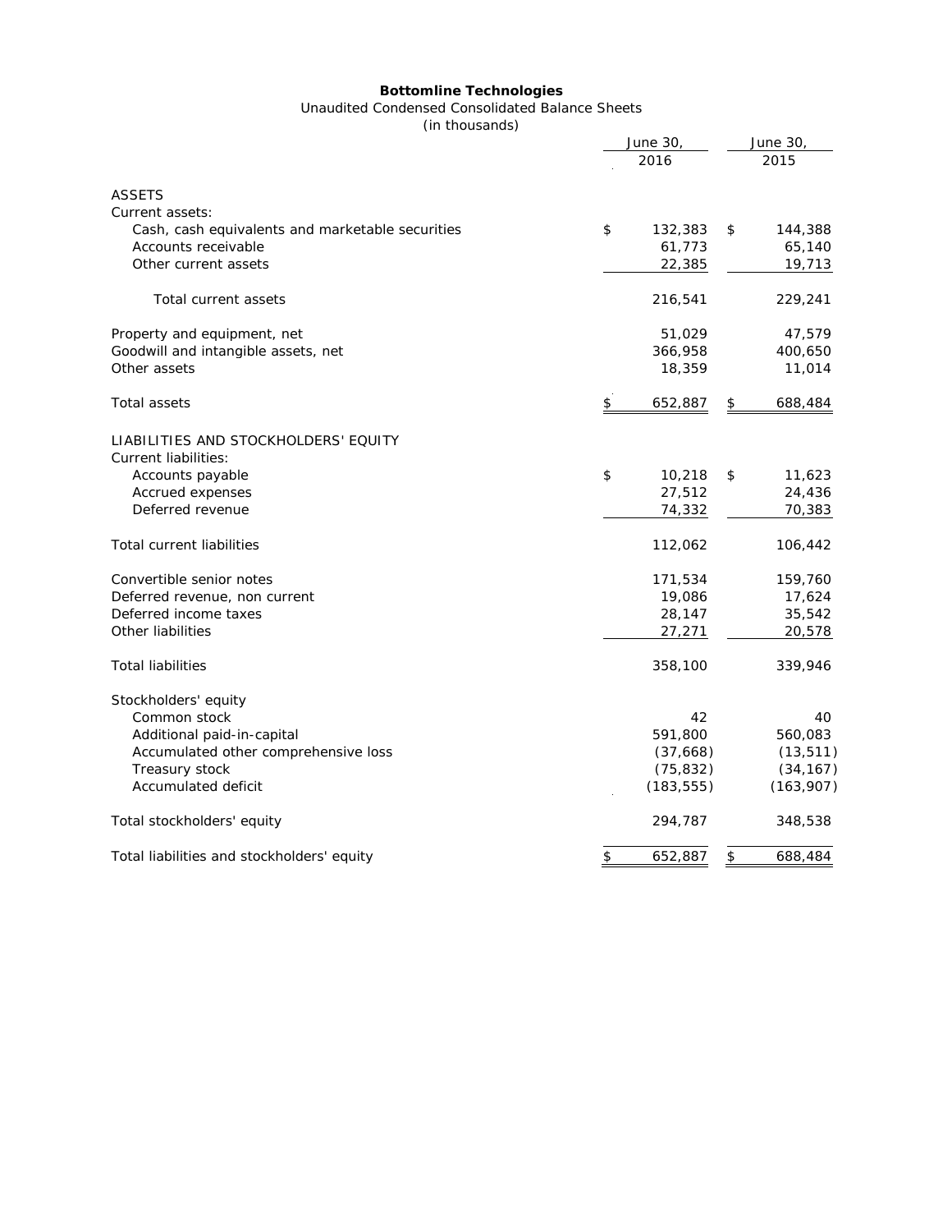**Bottomline Technologies**

Unaudited Condensed Consolidated Balance Sheets

(in thousands)

| | June 30, 2016 | June 30, 2015 |
|---|---|---|
| ASSETS | | |
| Current assets: | | |
| Cash, cash equivalents and marketable securities | $ 132,383 | $ 144,388 |
| Accounts receivable | 61,773 | 65,140 |
| Other current assets | 22,385 | 19,713 |
| Total current assets | 216,541 | 229,241 |
| Property and equipment, net | 51,029 | 47,579 |
| Goodwill and intangible assets, net | 366,958 | 400,650 |
| Other assets | 18,359 | 11,014 |
| Total assets | $ 652,887 | $ 688,484 |
| LIABILITIES AND STOCKHOLDERS' EQUITY | | |
| Current liabilities: | | |
| Accounts payable | $ 10,218 | $ 11,623 |
| Accrued expenses | 27,512 | 24,436 |
| Deferred revenue | 74,332 | 70,383 |
| Total current liabilities | 112,062 | 106,442 |
| Convertible senior notes | 171,534 | 159,760 |
| Deferred revenue, non current | 19,086 | 17,624 |
| Deferred income taxes | 28,147 | 35,542 |
| Other liabilities | 27,271 | 20,578 |
| Total liabilities | 358,100 | 339,946 |
| Stockholders' equity | | |
| Common stock | 42 | 40 |
| Additional paid-in-capital | 591,800 | 560,083 |
| Accumulated other comprehensive loss | (37,668) | (13,511) |
| Treasury stock | (75,832) | (34,167) |
| Accumulated deficit | (183,555) | (163,907) |
| Total stockholders' equity | 294,787 | 348,538 |
| Total liabilities and stockholders' equity | $ 652,887 | $ 688,484 |